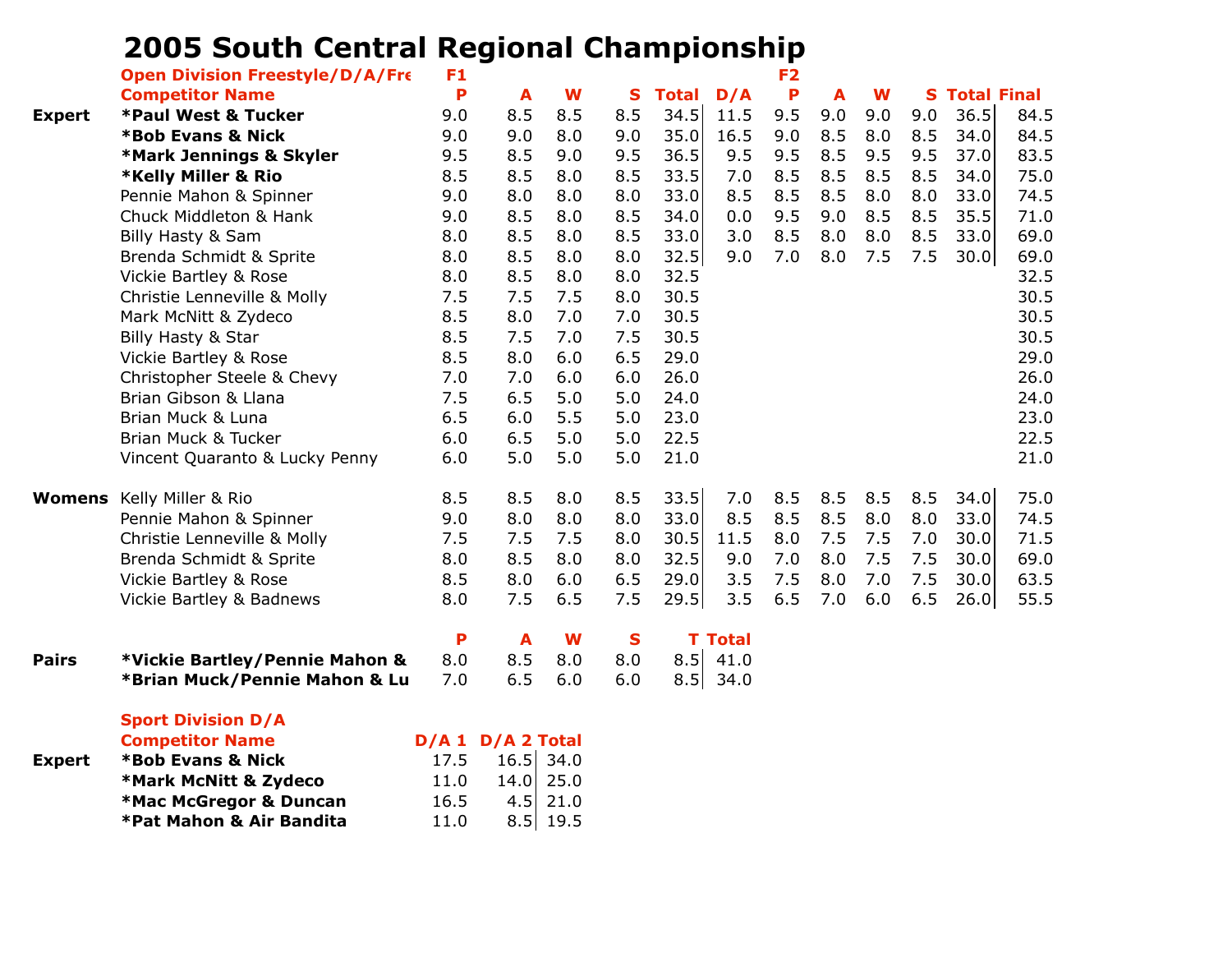# 2005 South Central Regional Championship

| | Open Division Freestyle/D/A/Fre | F1 | | | | | | F2 | | | | | |
|---|---|---|---|---|---|---|---|---|---|---|---|---|---|
| | **Competitor Name** | **P** | **A** | **W** | **S** | **Total** | **D/A** | **P** | **A** | **W** | **S** | **Total** | **Final** |
| **Expert** | ***Paul West & Tucker** | 9.0 | 8.5 | 8.5 | 8.5 | 34.5 | 11.5 | 9.5 | 9.0 | 9.0 | 9.0 | 36.5 | 84.5 |
| | ***Bob Evans & Nick** | 9.0 | 9.0 | 8.0 | 9.0 | 35.0 | 16.5 | 9.0 | 8.5 | 8.0 | 8.5 | 34.0 | 84.5 |
| | ***Mark Jennings & Skyler** | 9.5 | 8.5 | 9.0 | 9.5 | 36.5 | 9.5 | 9.5 | 8.5 | 9.5 | 9.5 | 37.0 | 83.5 |
| | ***Kelly Miller & Rio** | 8.5 | 8.5 | 8.0 | 8.5 | 33.5 | 7.0 | 8.5 | 8.5 | 8.5 | 8.5 | 34.0 | 75.0 |
| | Pennie Mahon & Spinner | 9.0 | 8.0 | 8.0 | 8.0 | 33.0 | 8.5 | 8.5 | 8.5 | 8.0 | 8.0 | 33.0 | 74.5 |
| | Chuck Middleton & Hank | 9.0 | 8.5 | 8.0 | 8.5 | 34.0 | 0.0 | 9.5 | 9.0 | 8.5 | 8.5 | 35.5 | 71.0 |
| | Billy Hasty & Sam | 8.0 | 8.5 | 8.0 | 8.5 | 33.0 | 3.0 | 8.5 | 8.0 | 8.0 | 8.5 | 33.0 | 69.0 |
| | Brenda Schmidt & Sprite | 8.0 | 8.5 | 8.0 | 8.0 | 32.5 | 9.0 | 7.0 | 8.0 | 7.5 | 7.5 | 30.0 | 69.0 |
| | Vickie Bartley & Rose | 8.0 | 8.5 | 8.0 | 8.0 | 32.5 | | | | | | | 32.5 |
| | Christie Lenneville & Molly | 7.5 | 7.5 | 7.5 | 8.0 | 30.5 | | | | | | | 30.5 |
| | Mark McNitt & Zydeco | 8.5 | 8.0 | 7.0 | 7.0 | 30.5 | | | | | | | 30.5 |
| | Billy Hasty & Star | 8.5 | 7.5 | 7.0 | 7.5 | 30.5 | | | | | | | 30.5 |
| | Vickie Bartley & Rose | 8.5 | 8.0 | 6.0 | 6.5 | 29.0 | | | | | | | 29.0 |
| | Christopher Steele & Chevy | 7.0 | 7.0 | 6.0 | 6.0 | 26.0 | | | | | | | 26.0 |
| | Brian Gibson & Llana | 7.5 | 6.5 | 5.0 | 5.0 | 24.0 | | | | | | | 24.0 |
| | Brian Muck & Luna | 6.5 | 6.0 | 5.5 | 5.0 | 23.0 | | | | | | | 23.0 |
| | Brian Muck & Tucker | 6.0 | 6.5 | 5.0 | 5.0 | 22.5 | | | | | | | 22.5 |
| | Vincent Quaranto & Lucky Penny | 6.0 | 5.0 | 5.0 | 5.0 | 21.0 | | | | | | | 21.0 |
| **Womens** | Kelly Miller & Rio | 8.5 | 8.5 | 8.0 | 8.5 | 33.5 | 7.0 | 8.5 | 8.5 | 8.5 | 8.5 | 34.0 | 75.0 |
| | Pennie Mahon & Spinner | 9.0 | 8.0 | 8.0 | 8.0 | 33.0 | 8.5 | 8.5 | 8.5 | 8.0 | 8.0 | 33.0 | 74.5 |
| | Christie Lenneville & Molly | 7.5 | 7.5 | 7.5 | 8.0 | 30.5 | 11.5 | 8.0 | 7.5 | 7.5 | 7.0 | 30.0 | 71.5 |
| | Brenda Schmidt & Sprite | 8.0 | 8.5 | 8.0 | 8.0 | 32.5 | 9.0 | 7.0 | 8.0 | 7.5 | 7.5 | 30.0 | 69.0 |
| | Vickie Bartley & Rose | 8.5 | 8.0 | 6.0 | 6.5 | 29.0 | 3.5 | 7.5 | 8.0 | 7.0 | 7.5 | 30.0 | 63.5 |
| | Vickie Bartley & Badnews | 8.0 | 7.5 | 6.5 | 7.5 | 29.5 | 3.5 | 6.5 | 7.0 | 6.0 | 6.5 | 26.0 | 55.5 |

| | | **P** | **A** | **W** | **S** | **T** | **Total** |
|---|---|---|---|---|---|---|---|
| **Pairs** | ***Vickie Bartley/Pennie Mahon &** | 8.0 | 8.5 | 8.0 | 8.0 | 8.5 | 41.0 |
| | ***Brian Muck/Pennie Mahon & Lu** | 7.0 | 6.5 | 6.0 | 6.0 | 8.5 | 34.0 |

| | Sport Division D/A | | | |
|---|---|---|---|---|
| | **Competitor Name** | **D/A 1** | **D/A 2** | **Total** |
| **Expert** | ***Bob Evans & Nick** | 17.5 | 16.5 | 34.0 |
| | ***Mark McNitt & Zydeco** | 11.0 | 14.0 | 25.0 |
| | ***Mac McGregor & Duncan** | 16.5 | 4.5 | 21.0 |
| | ***Pat Mahon & Air Bandita** | 11.0 | 8.5 | 19.5 |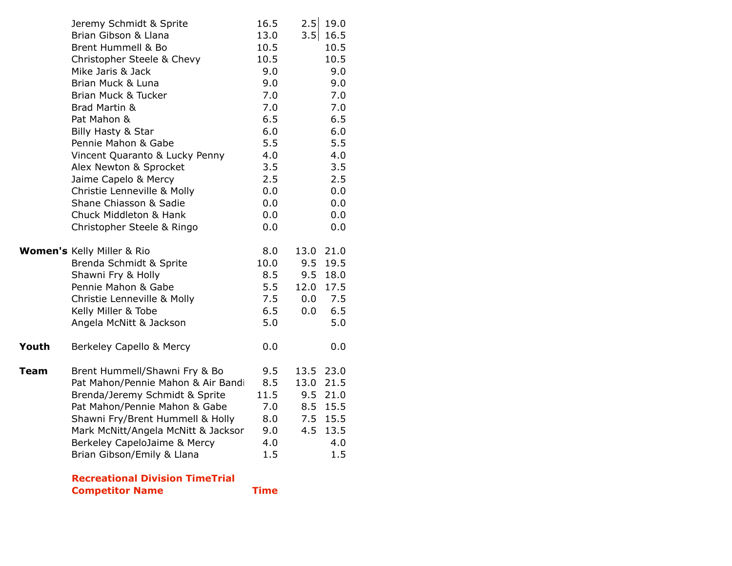| | | | | |
|---|---|---|---|---|
| | Jeremy Schmidt & Sprite | 16.5 | 2.5 | 19.0 |
| | Brian Gibson & Llana | 13.0 | 3.5 | 16.5 |
| | Brent Hummell & Bo | 10.5 | | 10.5 |
| | Christopher Steele & Chevy | 10.5 | | 10.5 |
| | Mike Jaris & Jack | 9.0 | | 9.0 |
| | Brian Muck & Luna | 9.0 | | 9.0 |
| | Brian Muck & Tucker | 7.0 | | 7.0 |
| | Brad Martin & | 7.0 | | 7.0 |
| | Pat Mahon & | 6.5 | | 6.5 |
| | Billy Hasty & Star | 6.0 | | 6.0 |
| | Pennie Mahon & Gabe | 5.5 | | 5.5 |
| | Vincent Quaranto & Lucky Penny | 4.0 | | 4.0 |
| | Alex Newton & Sprocket | 3.5 | | 3.5 |
| | Jaime Capelo & Mercy | 2.5 | | 2.5 |
| | Christie Lenneville & Molly | 0.0 | | 0.0 |
| | Shane Chiasson & Sadie | 0.0 | | 0.0 |
| | Chuck Middleton & Hank | 0.0 | | 0.0 |
| | Christopher Steele & Ringo | 0.0 | | 0.0 |
| | | | | |
| **Women's** | Kelly Miller & Rio | 8.0 | 13.0 | 21.0 |
| | Brenda Schmidt & Sprite | 10.0 | 9.5 | 19.5 |
| | Shawni Fry & Holly | 8.5 | 9.5 | 18.0 |
| | Pennie Mahon & Gabe | 5.5 | 12.0 | 17.5 |
| | Christie Lenneville & Molly | 7.5 | 0.0 | 7.5 |
| | Kelly Miller & Tobe | 6.5 | 0.0 | 6.5 |
| | Angela McNitt & Jackson | 5.0 | | 5.0 |
| | | | | |
| **Youth** | Berkeley Capello & Mercy | 0.0 | | 0.0 |
| | | | | |
| **Team** | Brent Hummell/Shawni Fry & Bo | 9.5 | 13.5 | 23.0 |
| | Pat Mahon/Pennie Mahon & Air Bandi | 8.5 | 13.0 | 21.5 |
| | Brenda/Jeremy Schmidt & Sprite | 11.5 | 9.5 | 21.0 |
| | Pat Mahon/Pennie Mahon & Gabe | 7.0 | 8.5 | 15.5 |
| | Shawni Fry/Brent Hummell & Holly | 8.0 | 7.5 | 15.5 |
| | Mark McNitt/Angela McNitt & Jacksor | 9.0 | 4.5 | 13.5 |
| | Berkeley CapeloJaime & Mercy | 4.0 | | 4.0 |
| | Brian Gibson/Emily & Llana | 1.5 | | 1.5 |

**Recreational Division TimeTrial**

| **Competitor Name** | **Time** |
|---|---|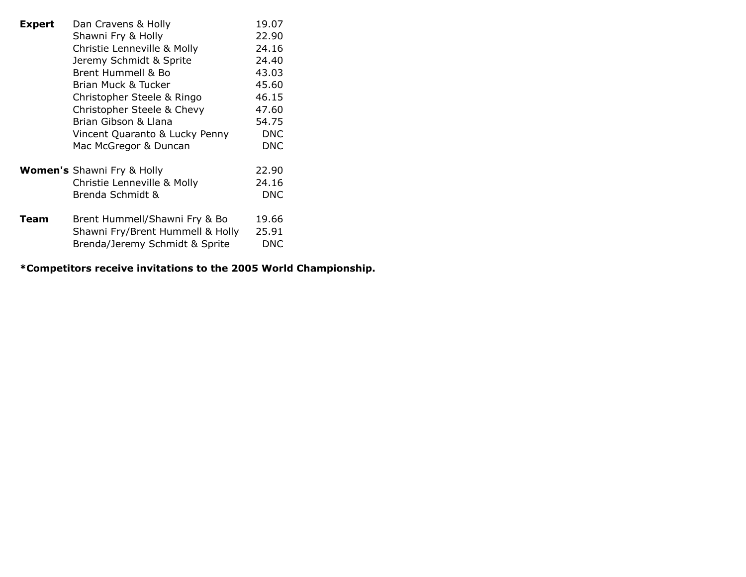| | | |
|---|---|---|
| **Expert** | Dan Cravens & Holly | 19.07 |
| | Shawni Fry & Holly | 22.90 |
| | Christie Lenneville & Molly | 24.16 |
| | Jeremy Schmidt & Sprite | 24.40 |
| | Brent Hummell & Bo | 43.03 |
| | Brian Muck & Tucker | 45.60 |
| | Christopher Steele & Ringo | 46.15 |
| | Christopher Steele & Chevy | 47.60 |
| | Brian Gibson & Llana | 54.75 |
| | Vincent Quaranto & Lucky Penny | DNC |
| | Mac McGregor & Duncan | DNC |
| **Women's** | Shawni Fry & Holly | 22.90 |
| | Christie Lenneville & Molly | 24.16 |
| | Brenda Schmidt & | DNC |
| **Team** | Brent Hummell/Shawni Fry & Bo | 19.66 |
| | Shawni Fry/Brent Hummell & Holly | 25.91 |
| | Brenda/Jeremy Schmidt & Sprite | DNC |

**\*Competitors receive invitations to the 2005 World Championship.**